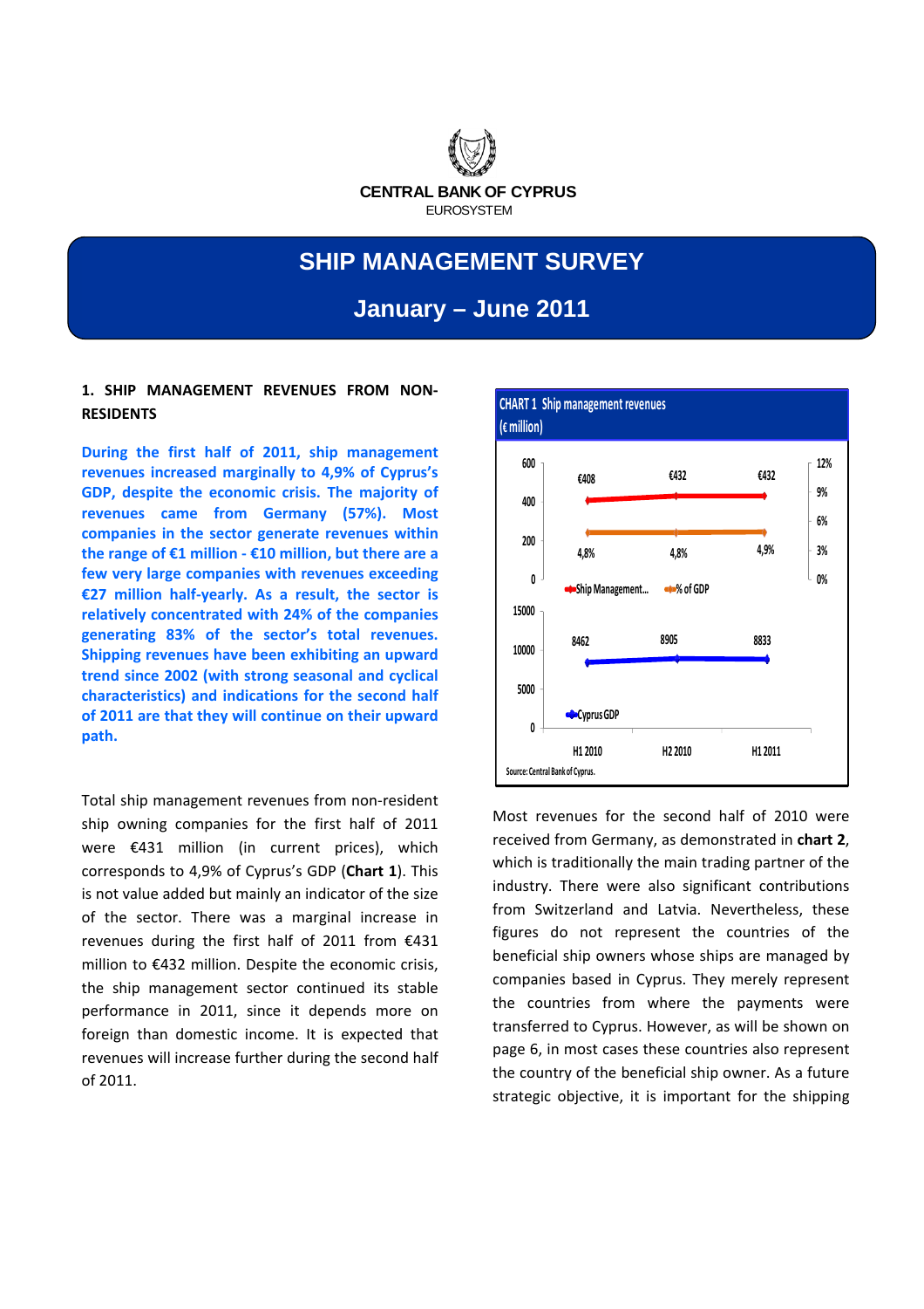CENTRAL BANK OF CYPRUS

EUROSYSTEM

# SHIP MANAGEMENT SURVEY

## January – June 2011

### 1. SHIP MANAGEMENT REVENUES FROM NON-RESIDENTS

**During the first half of 2011, ship management revenues increased marginally to 4,9% of Cyprus's GDP, despite the economic crisis. The majority of revenues came from Germany (57%). Most companies in the sector generate revenues within the range of €1 million - €10 million, but there are a few very large companies with revenues exceeding €27 million half-yearly. As a result, the sector is relatively concentrated with 24% of the companies generating 83% of the sector's total revenues. Shipping revenues have been exhibiting an upward trend since 2002 (with strong seasonal and cyclical characteristics) and indications for the second half of 2011 are that they will continue on their upward path.**

Total ship management revenues from non-resident ship owning companies for the first half of 2011 were €431 million (in current prices), which corresponds to 4,9% of Cyprus's GDP (**Chart 1**). This is not value added but mainly an indicator of the size of the sector. There was a marginal increase in revenues during the first half of 2011 from €431 million to €432 million. Despite the economic crisis, the ship management sector continued its stable performance in 2011, since it depends more on foreign than domestic income. It is expected that revenues will increase further during the second half of 2011.

**CHART 1 Ship management revenues (€ million)**

| | H1 2010 | H2 2010 | H1 2011 |
|---|---|---|---|
| Ship Management | €408 | €432 | €432 |
| % of GDP | 4,8% | 4,8% | 4,9% |
| Cyprus GDP | 8462 | 8905 | 8833 |

Source: Central Bank of Cyprus.

Most revenues for the second half of 2010 were received from Germany, as demonstrated in **chart 2**, which is traditionally the main trading partner of the industry. There were also significant contributions from Switzerland and Latvia. Nevertheless, these figures do not represent the countries of the beneficial ship owners whose ships are managed by companies based in Cyprus. They merely represent the countries from where the payments were transferred to Cyprus. However, as will be shown on page 6, in most cases these countries also represent the country of the beneficial ship owner. As a future strategic objective, it is important for the shipping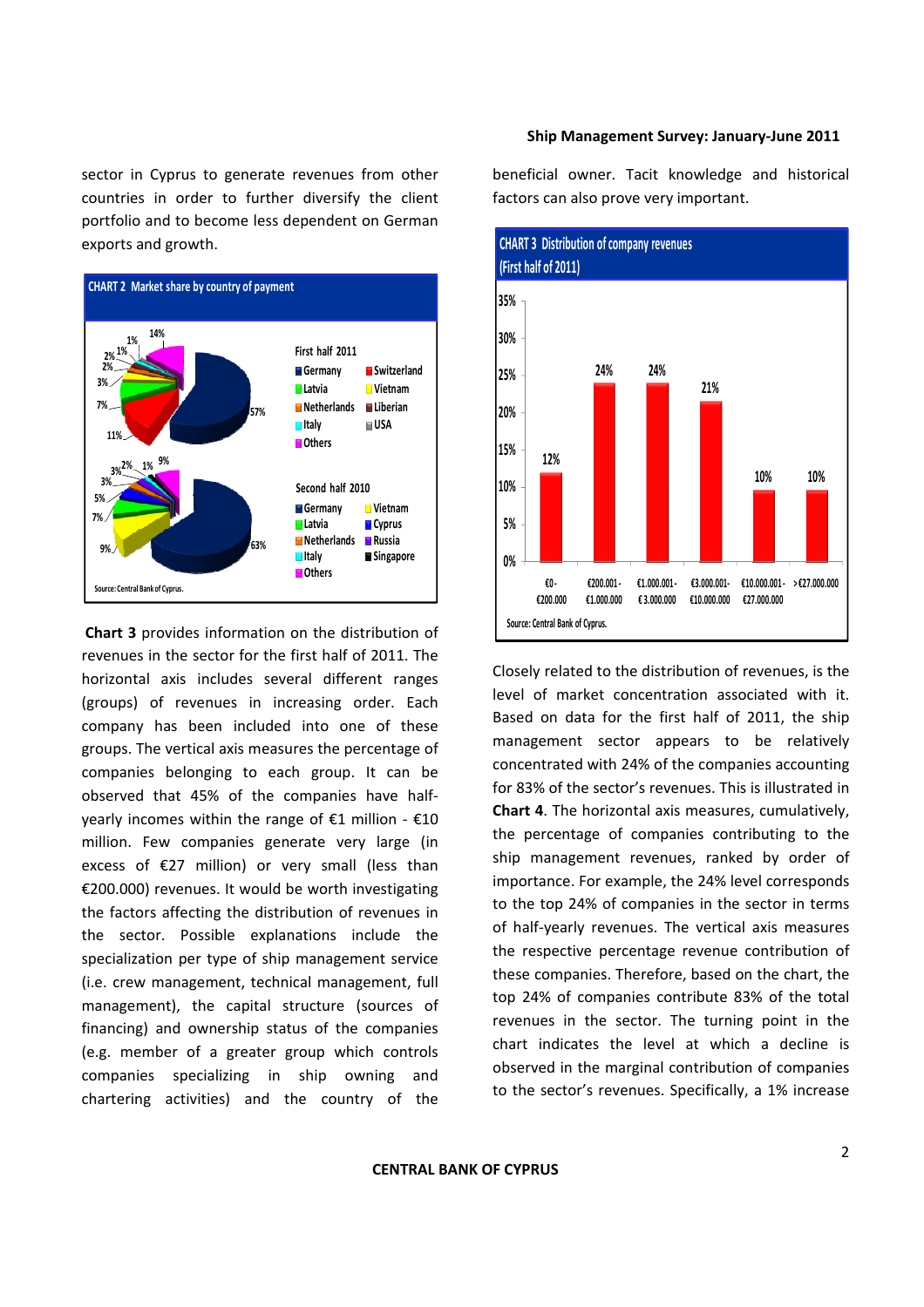sector in Cyprus to generate revenues from other countries in order to further diversify the client portfolio and to become less dependent on German exports and growth.

**CHART 2 Market share by country of payment**

First half 2011: Germany 57%, Latvia 11%, Netherlands 7%, Italy 3%, Others 14%, Switzerland 2%, Vietnam 2%, Liberian 1%, USA 1%, 1%

Second half 2010: Germany 63%, Latvia 7%, Netherlands 5%, Italy 3%, Others 9%, Vietnam 9%, Cyprus 3%, Russia 2%, Singapore 1%

Source: Central Bank of Cyprus.

**Chart 3** provides information on the distribution of revenues in the sector for the first half of 2011. The horizontal axis includes several different ranges (groups) of revenues in increasing order. Each company has been included into one of these groups. The vertical axis measures the percentage of companies belonging to each group. It can be observed that 45% of the companies have half-yearly incomes within the range of €1 million - €10 million. Few companies generate very large (in excess of €27 million) or very small (less than €200.000) revenues. It would be worth investigating the factors affecting the distribution of revenues in the sector. Possible explanations include the specialization per type of ship management service (i.e. crew management, technical management, full management), the capital structure (sources of financing) and ownership status of the companies (e.g. member of a greater group which controls companies specializing in ship owning and chartering activities) and the country of the beneficial owner. Tacit knowledge and historical factors can also prove very important.

**CHART 3 Distribution of company revenues (First half of 2011)**

| Revenue range | % of companies |
|---|---|
| €0-€200.000 | 12% |
| €200.001-€1.000.000 | 24% |
| €1.000.001-€3.000.000 | 24% |
| €3.000.001-€10.000.000 | 21% |
| €10.000.001-€27.000.000 | 10% |
| >€27.000.000 | 10% |

Source: Central Bank of Cyprus.

Closely related to the distribution of revenues, is the level of market concentration associated with it. Based on data for the first half of 2011, the ship management sector appears to be relatively concentrated with 24% of the companies accounting for 83% of the sector's revenues. This is illustrated in **Chart 4**. The horizontal axis measures, cumulatively, the percentage of companies contributing to the ship management revenues, ranked by order of importance. For example, the 24% level corresponds to the top 24% of companies in the sector in terms of half-yearly revenues. The vertical axis measures the respective percentage revenue contribution of these companies. Therefore, based on the chart, the top 24% of companies contribute 83% of the total revenues in the sector. The turning point in the chart indicates the level at which a decline is observed in the marginal contribution of companies to the sector's revenues. Specifically, a 1% increase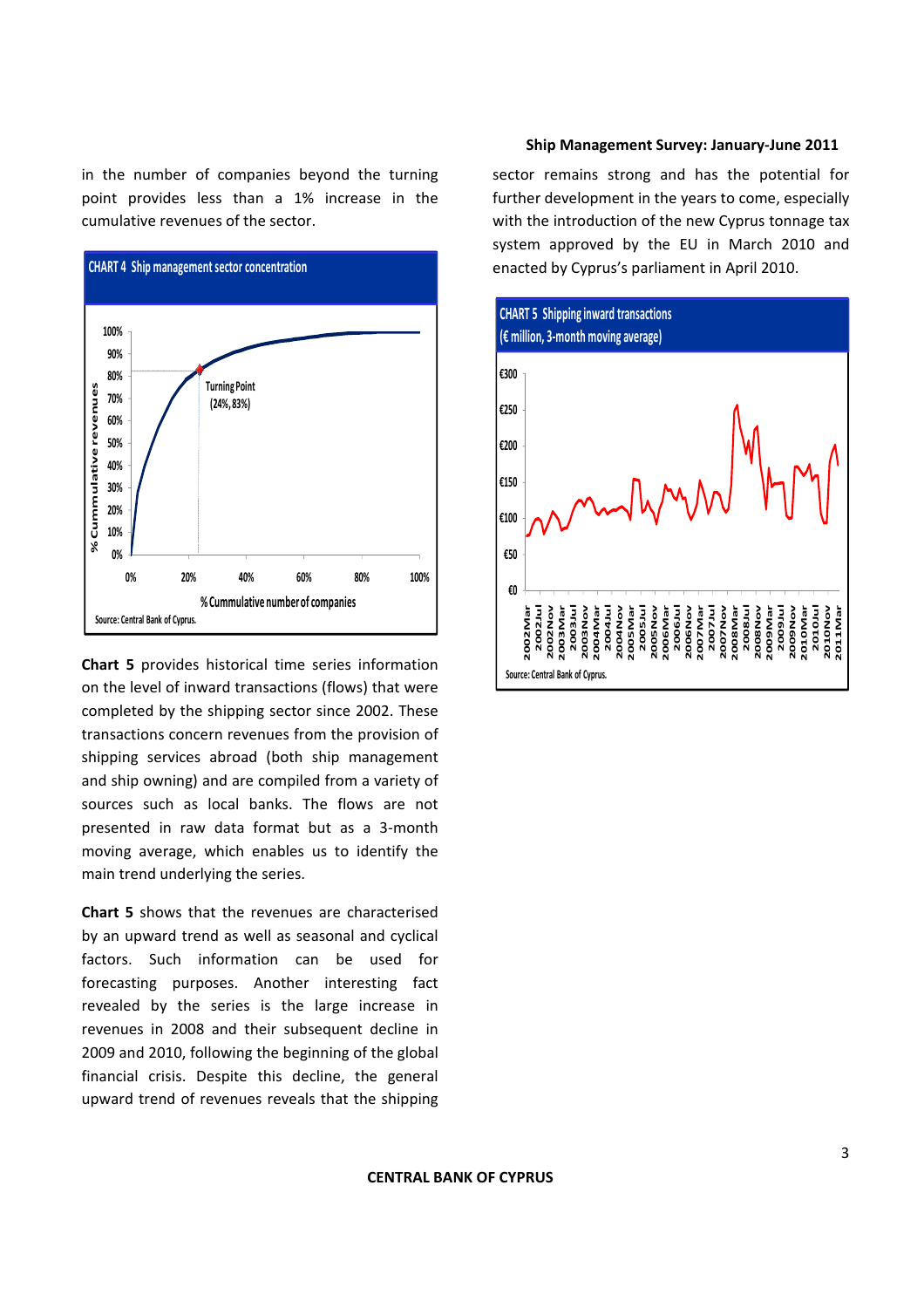in the number of companies beyond the turning point provides less than a 1% increase in the cumulative revenues of the sector.

**CHART 4 Ship management sector concentration**

Source: Central Bank of Cyprus.

**Chart 5** provides historical time series information on the level of inward transactions (flows) that were completed by the shipping sector since 2002. These transactions concern revenues from the provision of shipping services abroad (both ship management and ship owning) and are compiled from a variety of sources such as local banks. The flows are not presented in raw data format but as a 3-month moving average, which enables us to identify the main trend underlying the series.

**Chart 5** shows that the revenues are characterised by an upward trend as well as seasonal and cyclical factors. Such information can be used for forecasting purposes. Another interesting fact revealed by the series is the large increase in revenues in 2008 and their subsequent decline in 2009 and 2010, following the beginning of the global financial crisis. Despite this decline, the general upward trend of revenues reveals that the shipping sector remains strong and has the potential for further development in the years to come, especially with the introduction of the new Cyprus tonnage tax system approved by the EU in March 2010 and enacted by Cyprus's parliament in April 2010.

**CHART 5 Shipping inward transactions (€ million, 3-month moving average)**

Source: Central Bank of Cyprus.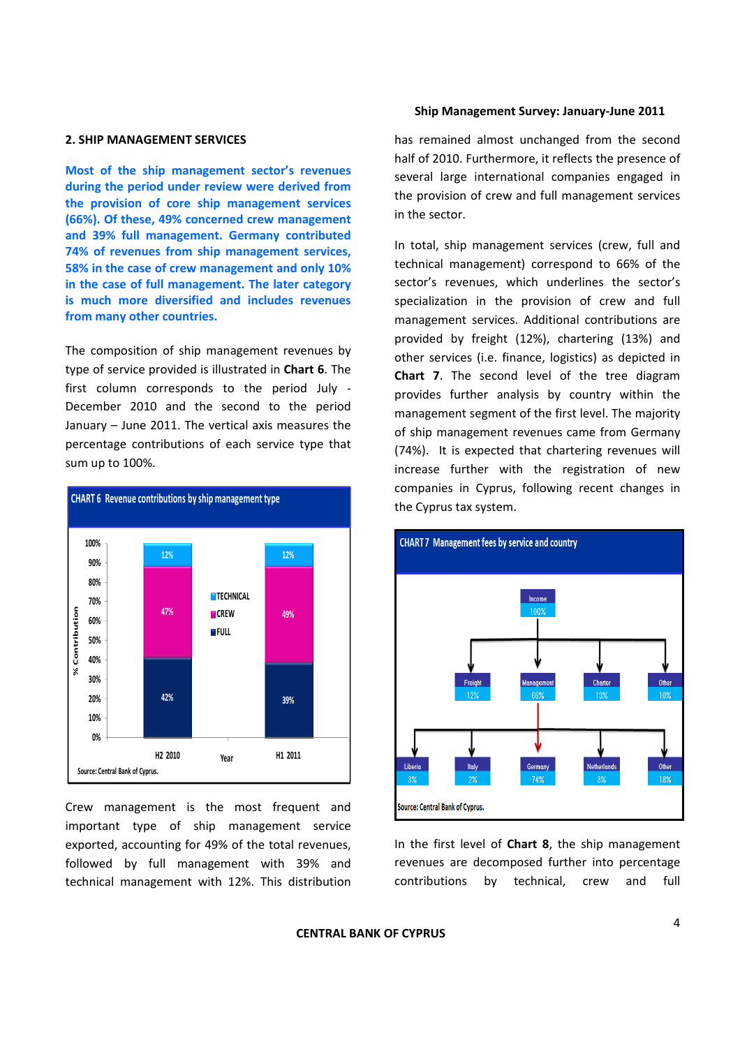## 2. SHIP MANAGEMENT SERVICES

**Most of the ship management sector's revenues during the period under review were derived from the provision of core ship management services (66%). Of these, 49% concerned crew management and 39% full management. Germany contributed 74% of revenues from ship management services, 58% in the case of crew management and only 10% in the case of full management. The later category is much more diversified and includes revenues from many other countries.**

The composition of ship management revenues by type of service provided is illustrated in **Chart 6**. The first column corresponds to the period July - December 2010 and the second to the period January – June 2011. The vertical axis measures the percentage contributions of each service type that sum up to 100%.

CHART 6 Revenue contributions by ship management type

| Year | H2 2010 | H1 2011 |
|---|---|---|
| TECHNICAL | 12% | 12% |
| CREW | 47% | 49% |
| FULL | 42% | 39% |

Source: Central Bank of Cyprus.

Crew management is the most frequent and important type of ship management service exported, accounting for 49% of the total revenues, followed by full management with 39% and technical management with 12%. This distribution has remained almost unchanged from the second half of 2010. Furthermore, it reflects the presence of several large international companies engaged in the provision of crew and full management services in the sector.

In total, ship management services (crew, full and technical management) correspond to 66% of the sector's revenues, which underlines the sector's specialization in the provision of crew and full management services. Additional contributions are provided by freight (12%), chartering (13%) and other services (i.e. finance, logistics) as depicted in **Chart 7**. The second level of the tree diagram provides further analysis by country within the management segment of the first level. The majority of ship management revenues came from Germany (74%). It is expected that chartering revenues will increase further with the registration of new companies in Cyprus, following recent changes in the Cyprus tax system.

CHART 7 Management fees by service and country

- Income 100%
  - Freight 12%
  - Management 66%
    - Liberia 3%
    - Italy 2%
    - Germany 74%
    - Netherlands 3%
    - Other 18%
  - Charter 13%
  - Other 10%

Source: Central Bank of Cyprus.

In the first level of **Chart 8**, the ship management revenues are decomposed further into percentage contributions by technical, crew and full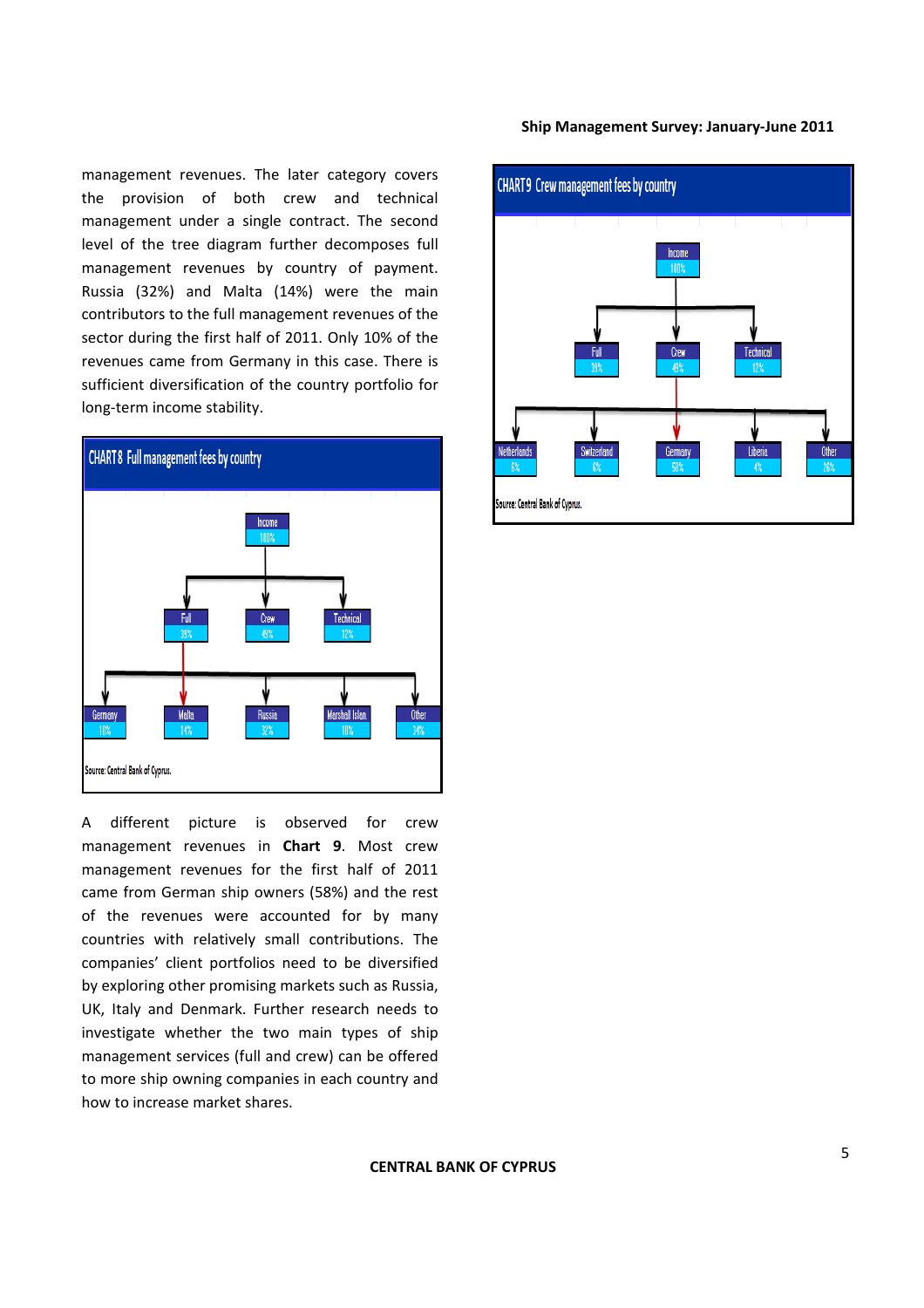management revenues. The later category covers the provision of both crew and technical management under a single contract. The second level of the tree diagram further decomposes full management revenues by country of payment. Russia (32%) and Malta (14%) were the main contributors to the full management revenues of the sector during the first half of 2011. Only 10% of the revenues came from Germany in this case. There is sufficient diversification of the country portfolio for long-term income stability.

**CHART 8 Full management fees by country**

- Income 100%
  - Full 39%
    - Germany 10%
    - Malta 14%
    - Russia 32%
    - Marshall Islan. 10%
    - Other 34%
  - Crew 49%
  - Technical 12%

Source: Central Bank of Cyprus.

A different picture is observed for crew management revenues in **Chart 9**. Most crew management revenues for the first half of 2011 came from German ship owners (58%) and the rest of the revenues were accounted for by many countries with relatively small contributions. The companies' client portfolios need to be diversified by exploring other promising markets such as Russia, UK, Italy and Denmark. Further research needs to investigate whether the two main types of ship management services (full and crew) can be offered to more ship owning companies in each country and how to increase market shares.

**CHART 9 Crew management fees by country**

- Income 100%
  - Full 39%
  - Crew 49%
    - Netherlands 6%
    - Switzerland 6%
    - Germany 58%
    - Liberia 4%
    - Other 26%
  - Technical 12%

Source: Central Bank of Cyprus.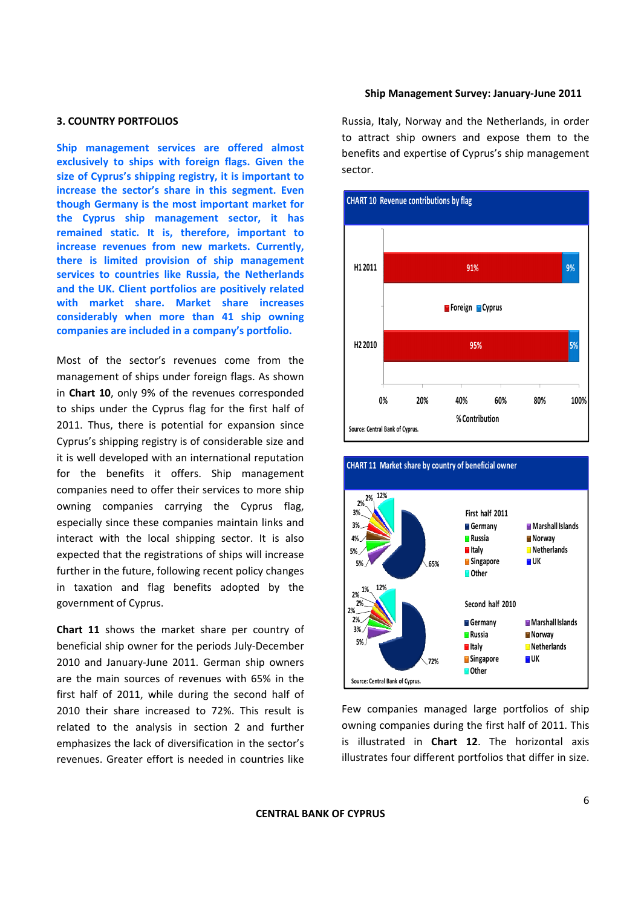## 3. COUNTRY PORTFOLIOS

**Ship management services are offered almost exclusively to ships with foreign flags. Given the size of Cyprus's shipping registry, it is important to increase the sector's share in this segment. Even though Germany is the most important market for the Cyprus ship management sector, it has remained static. It is, therefore, important to increase revenues from new markets. Currently, there is limited provision of ship management services to countries like Russia, the Netherlands and the UK. Client portfolios are positively related with market share. Market share increases considerably when more than 41 ship owning companies are included in a company's portfolio.**

Most of the sector's revenues come from the management of ships under foreign flags. As shown in **Chart 10**, only 9% of the revenues corresponded to ships under the Cyprus flag for the first half of 2011. Thus, there is potential for expansion since Cyprus's shipping registry is of considerable size and it is well developed with an international reputation for the benefits it offers. Ship management companies need to offer their services to more ship owning companies carrying the Cyprus flag, especially since these companies maintain links and interact with the local shipping sector. It is also expected that the registrations of ships will increase further in the future, following recent policy changes in taxation and flag benefits adopted by the government of Cyprus.

**Chart 11** shows the market share per country of beneficial ship owner for the periods July-December 2010 and January-June 2011. German ship owners are the main sources of revenues with 65% in the first half of 2011, while during the second half of 2010 their share increased to 72%. This result is related to the analysis in section 2 and further emphasizes the lack of diversification in the sector's revenues. Greater effort is needed in countries like Russia, Italy, Norway and the Netherlands, in order to attract ship owners and expose them to the benefits and expertise of Cyprus's ship management sector.

**CHART 10 Revenue contributions by flag**

| | Foreign | Cyprus |
|---|---|---|
| H1 2011 | 91% | 9% |
| H2 2010 | 95% | 5% |

% Contribution

Source: Central Bank of Cyprus.

**CHART 11 Market share by country of beneficial owner**

First half 2011: Germany 65%; other segments: 5%, 5%, 4%, 3%, 3%, 2%, 2%, 12%

Second half 2010: Germany 72%; other segments: 5%, 3%, 2%, 2%, 2%, 2%, 1%, 12%

Legend: Germany, Russia, Italy, Singapore, Other, Marshall Islands, Norway, Netherlands, UK

Source: Central Bank of Cyprus.

Few companies managed large portfolios of ship owning companies during the first half of 2011. This is illustrated in **Chart 12**. The horizontal axis illustrates four different portfolios that differ in size.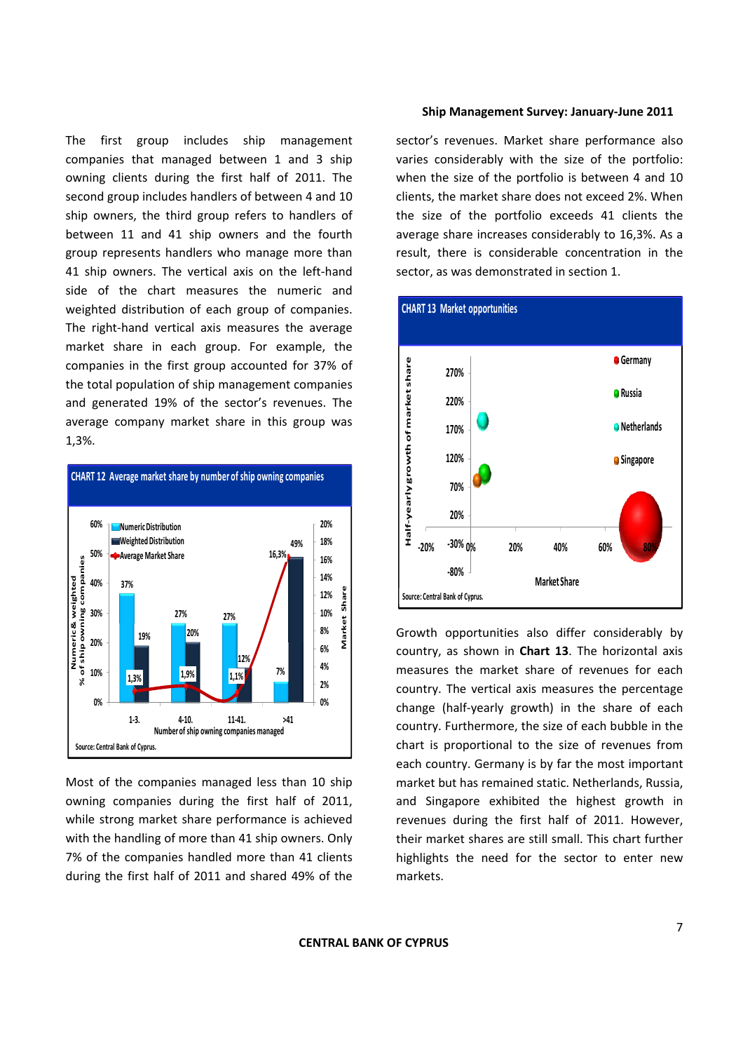The first group includes ship management companies that managed between 1 and 3 ship owning clients during the first half of 2011. The second group includes handlers of between 4 and 10 ship owners, the third group refers to handlers of between 11 and 41 ship owners and the fourth group represents handlers who manage more than 41 ship owners. The vertical axis on the left-hand side of the chart measures the numeric and weighted distribution of each group of companies. The right-hand vertical axis measures the average market share in each group. For example, the companies in the first group accounted for 37% of the total population of ship management companies and generated 19% of the sector's revenues. The average company market share in this group was 1,3%.

**CHART 12 Average market share by number of ship owning companies**

| Number of ship owning companies managed | Numeric Distribution | Weighted Distribution | Average Market Share |
|---|---|---|---|
| 1-3. | 37% | 19% | 1,3% |
| 4-10. | 27% | 20% | 1,9% |
| 11-41. | 27% | 12% | 1,1% |
| >41 | 7% | 49% | 16,3% |

Source: Central Bank of Cyprus.

Most of the companies managed less than 10 ship owning companies during the first half of 2011, while strong market share performance is achieved with the handling of more than 41 ship owners. Only 7% of the companies handled more than 41 clients during the first half of 2011 and shared 49% of the sector's revenues. Market share performance also varies considerably with the size of the portfolio: when the size of the portfolio is between 4 and 10 clients, the market share does not exceed 2%. When the size of the portfolio exceeds 41 clients the average share increases considerably to 16,3%. As a result, there is considerable concentration in the sector, as was demonstrated in section 1.

**CHART 13 Market opportunities**

Source: Central Bank of Cyprus.

Growth opportunities also differ considerably by country, as shown in **Chart 13**. The horizontal axis measures the market share of revenues for each country. The vertical axis measures the percentage change (half-yearly growth) in the share of each country. Furthermore, the size of each bubble in the chart is proportional to the size of revenues from each country. Germany is by far the most important market but has remained static. Netherlands, Russia, and Singapore exhibited the highest growth in revenues during the first half of 2011. However, their market shares are still small. This chart further highlights the need for the sector to enter new markets.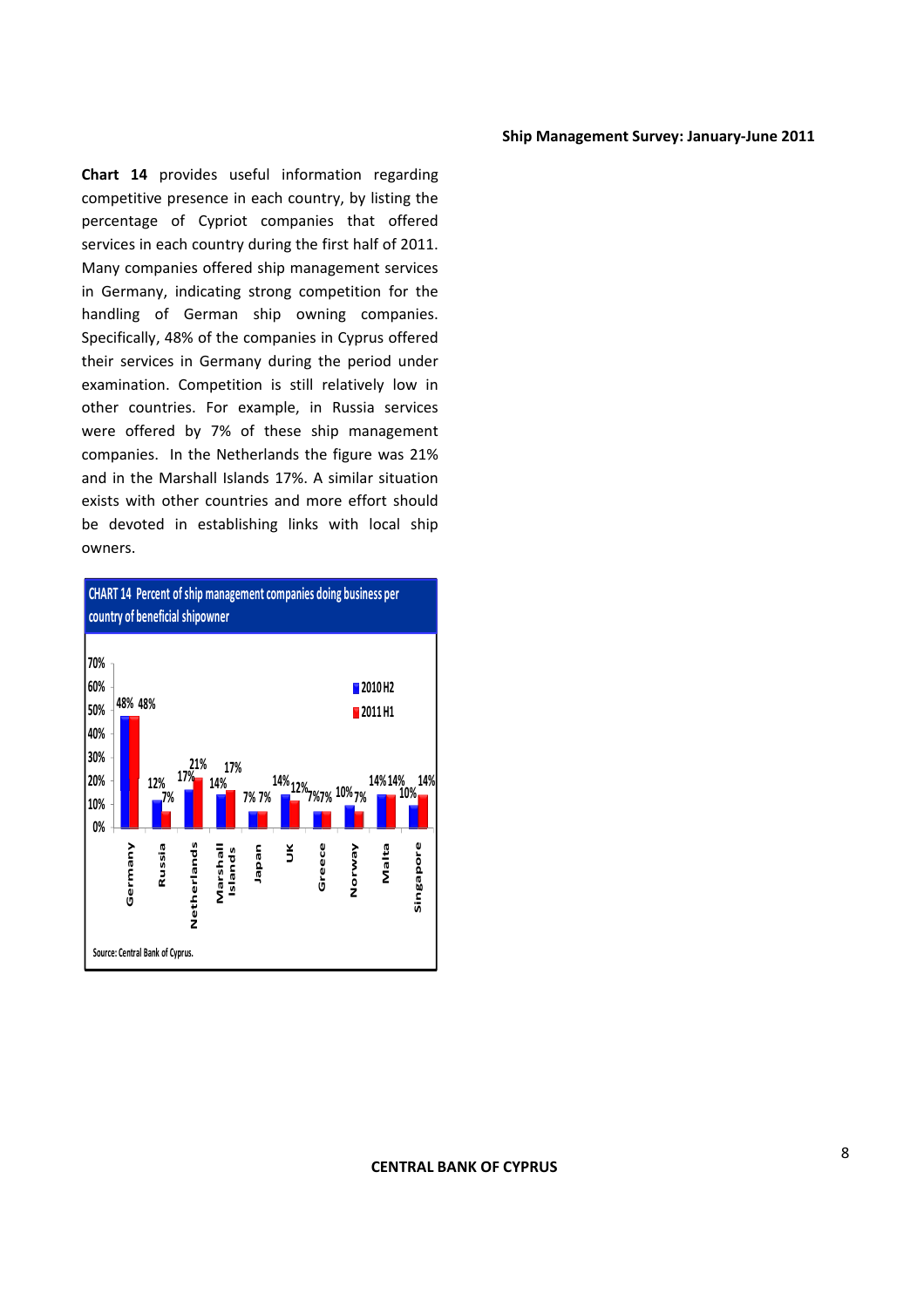**Chart 14** provides useful information regarding competitive presence in each country, by listing the percentage of Cypriot companies that offered services in each country during the first half of 2011. Many companies offered ship management services in Germany, indicating strong competition for the handling of German ship owning companies. Specifically, 48% of the companies in Cyprus offered their services in Germany during the period under examination. Competition is still relatively low in other countries. For example, in Russia services were offered by 7% of these ship management companies. In the Netherlands the figure was 21% and in the Marshall Islands 17%. A similar situation exists with other countries and more effort should be devoted in establishing links with local ship owners.

**CHART 14 Percent of ship management companies doing business per country of beneficial shipowner**

| Country | 2010 H2 | 2011 H1 |
|---|---|---|
| Germany | 48% | 48% |
| Russia | 12% | 7% |
| Netherlands | 17% | 21% |
| Marshall Islands | 14% | 17% |
| Japan | 7% | 7% |
| UK | 14% | 12% |
| Greece | 7% | 7% |
| Norway | 10% | 7% |
| Malta | 14% | 14% |
| Singapore | 10% | 14% |

Source: Central Bank of Cyprus.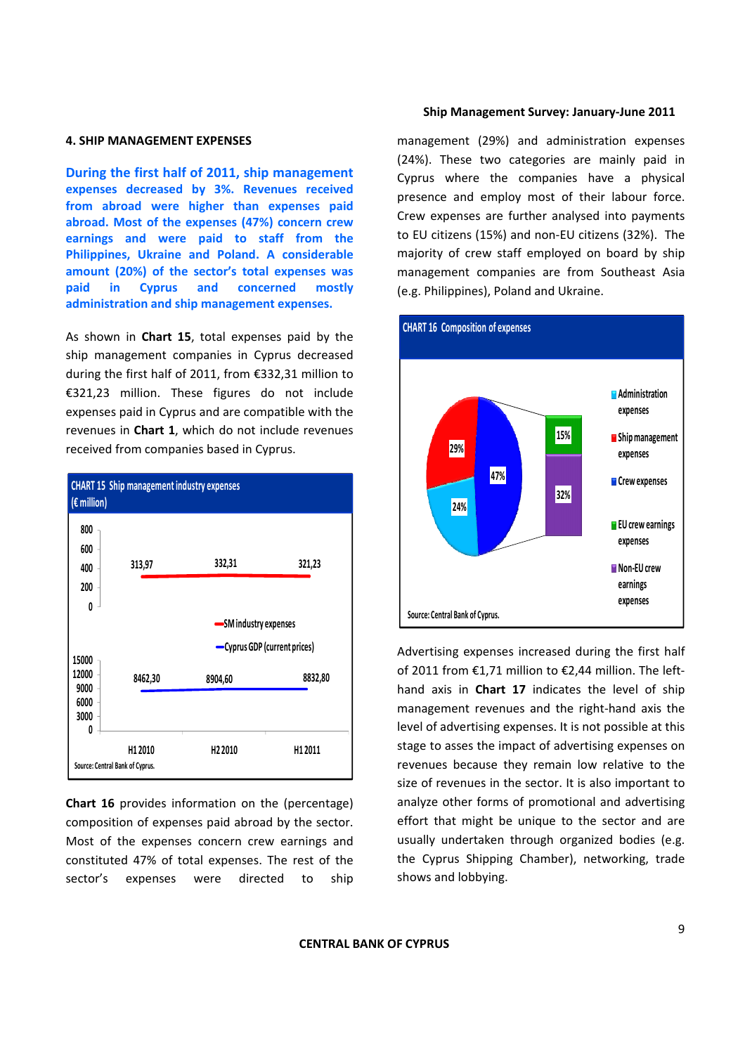## 4. SHIP MANAGEMENT EXPENSES

**During the first half of 2011, ship management expenses decreased by 3%. Revenues received from abroad were higher than expenses paid abroad. Most of the expenses (47%) concern crew earnings and were paid to staff from the Philippines, Ukraine and Poland. A considerable amount (20%) of the sector's total expenses was paid in Cyprus and concerned mostly administration and ship management expenses.**

As shown in **Chart 15**, total expenses paid by the ship management companies in Cyprus decreased during the first half of 2011, from €332,31 million to €321,23 million. These figures do not include expenses paid in Cyprus and are compatible with the revenues in **Chart 1**, which do not include revenues received from companies based in Cyprus.

**CHART 15 Ship management industry expenses (€ million)**

| | H1 2010 | H2 2010 | H1 2011 |
|---|---|---|---|
| SM industry expenses | 313,97 | 332,31 | 321,23 |
| Cyprus GDP (current prices) | 8462,30 | 8904,60 | 8832,80 |

Source: Central Bank of Cyprus.

**Chart 16** provides information on the (percentage) composition of expenses paid abroad by the sector. Most of the expenses concern crew earnings and constituted 47% of total expenses. The rest of the sector's expenses were directed to ship management (29%) and administration expenses (24%). These two categories are mainly paid in Cyprus where the companies have a physical presence and employ most of their labour force. Crew expenses are further analysed into payments to EU citizens (15%) and non-EU citizens (32%). The majority of crew staff employed on board by ship management companies are from Southeast Asia (e.g. Philippines), Poland and Ukraine.

**CHART 16 Composition of expenses**

| Category | % |
|---|---|
| Administration expenses | 24% |
| Ship management expenses | 29% |
| Crew expenses | 47% |
| EU crew earnings expenses | 15% |
| Non-EU crew earnings expenses | 32% |

Source: Central Bank of Cyprus.

Advertising expenses increased during the first half of 2011 from €1,71 million to €2,44 million. The left-hand axis in **Chart 17** indicates the level of ship management revenues and the right-hand axis the level of advertising expenses. It is not possible at this stage to asses the impact of advertising expenses on revenues because they remain low relative to the size of revenues in the sector. It is also important to analyze other forms of promotional and advertising effort that might be unique to the sector and are usually undertaken through organized bodies (e.g. the Cyprus Shipping Chamber), networking, trade shows and lobbying.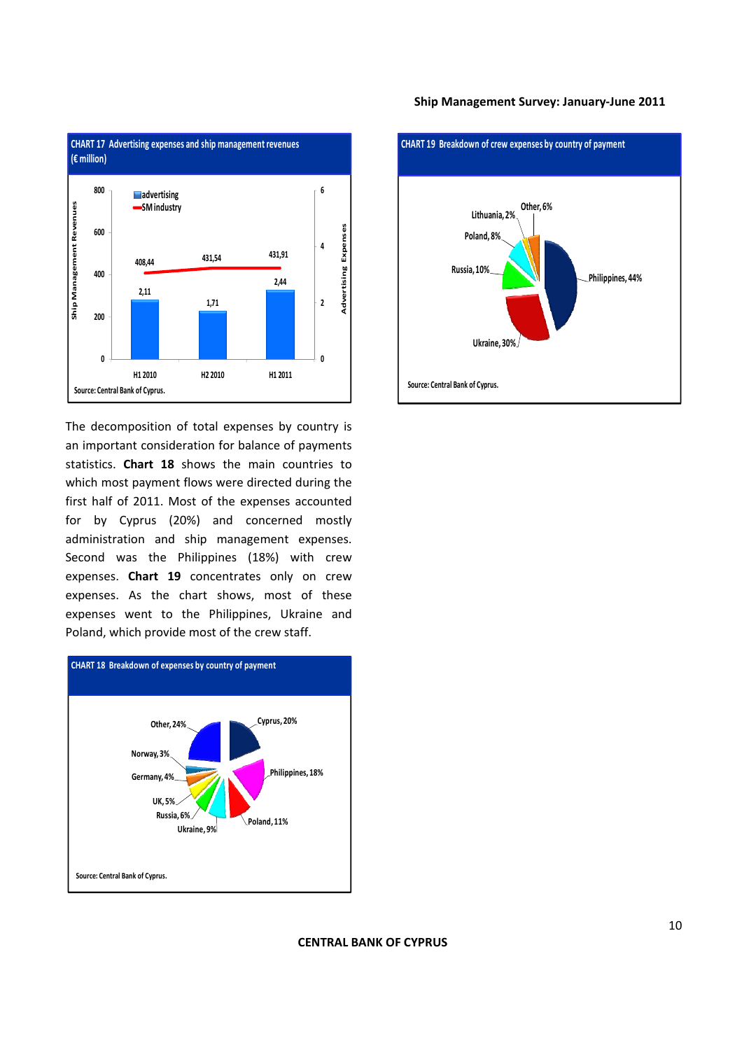**CHART 17 Advertising expenses and ship management revenues (€ million)**

| | H1 2010 | H2 2010 | H1 2011 |
|---|---|---|---|
| advertising | 2,11 | 1,71 | 2,44 |
| SM industry | 408,44 | 431,54 | 431,91 |

Source: Central Bank of Cyprus.

**CHART 19 Breakdown of crew expenses by country of payment**

| Country | Share |
|---|---|
| Philippines | 44% |
| Ukraine | 30% |
| Russia | 10% |
| Poland | 8% |
| Lithuania | 2% |
| Other | 6% |

Source: Central Bank of Cyprus.

The decomposition of total expenses by country is an important consideration for balance of payments statistics. **Chart 18** shows the main countries to which most payment flows were directed during the first half of 2011. Most of the expenses accounted for by Cyprus (20%) and concerned mostly administration and ship management expenses. Second was the Philippines (18%) with crew expenses. **Chart 19** concentrates only on crew expenses. As the chart shows, most of these expenses went to the Philippines, Ukraine and Poland, which provide most of the crew staff.

**CHART 18 Breakdown of expenses by country of payment**

| Country | Share |
|---|---|
| Cyprus | 20% |
| Philippines | 18% |
| Poland | 11% |
| Ukraine | 9% |
| Russia | 6% |
| UK | 5% |
| Germany | 4% |
| Norway | 3% |
| Other | 24% |

Source: Central Bank of Cyprus.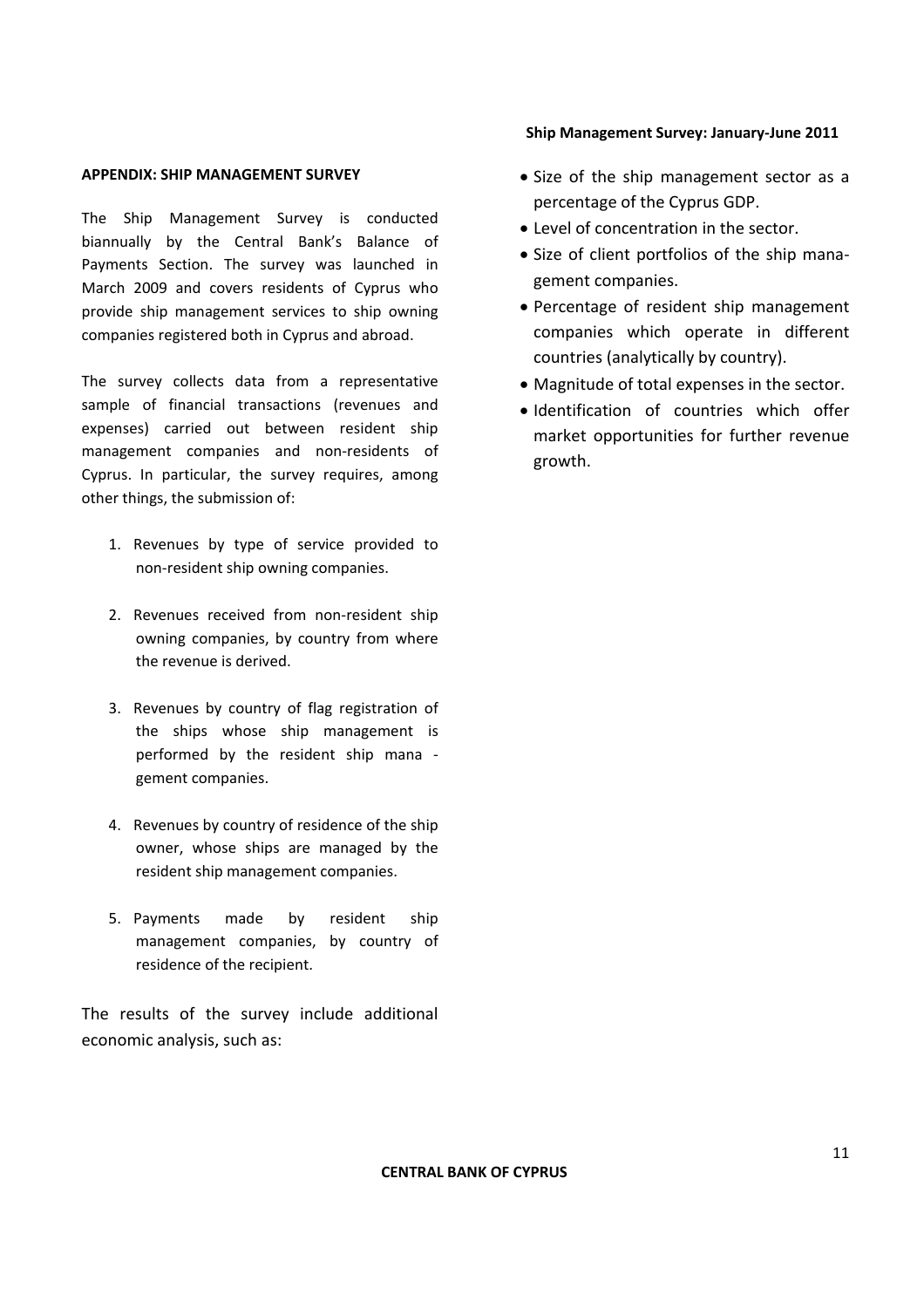## APPENDIX: SHIP MANAGEMENT SURVEY

The Ship Management Survey is conducted biannually by the Central Bank's Balance of Payments Section. The survey was launched in March 2009 and covers residents of Cyprus who provide ship management services to ship owning companies registered both in Cyprus and abroad.

The survey collects data from a representative sample of financial transactions (revenues and expenses) carried out between resident ship management companies and non-residents of Cyprus. In particular, the survey requires, among other things, the submission of:

1. Revenues by type of service provided to non-resident ship owning companies.
2. Revenues received from non-resident ship owning companies, by country from where the revenue is derived.
3. Revenues by country of flag registration of the ships whose ship management is performed by the resident ship management companies.
4. Revenues by country of residence of the ship owner, whose ships are managed by the resident ship management companies.
5. Payments made by resident ship management companies, by country of residence of the recipient.

The results of the survey include additional economic analysis, such as:

- Size of the ship management sector as a percentage of the Cyprus GDP.
- Level of concentration in the sector.
- Size of client portfolios of the ship management companies.
- Percentage of resident ship management companies which operate in different countries (analytically by country).
- Magnitude of total expenses in the sector.
- Identification of countries which offer market opportunities for further revenue growth.